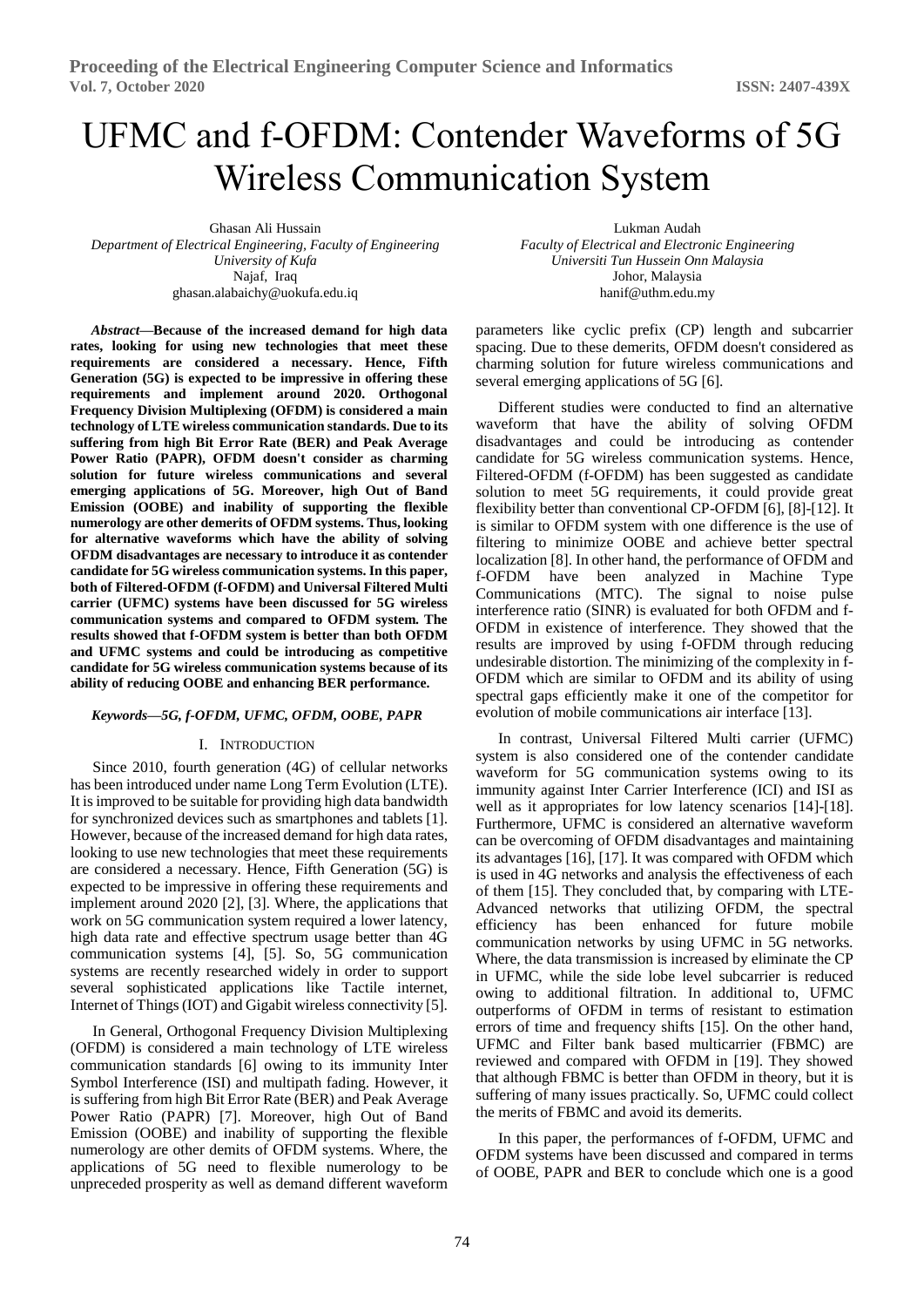# UFMC and f-OFDM: Contender Waveforms of 5G Wireless Communication System

Ghasan Ali Hussain
*Department of Electrical Engineering, Faculty of Engineering*
*University of Kufa*
Najaf, Iraq
ghasan.alabaichy@uokufa.edu.iq

Lukman Audah
*Faculty of Electrical and Electronic Engineering*
*Universiti Tun Hussein Onn Malaysia*
Johor, Malaysia
hanif@uthm.edu.my

***Abstract*—Because of the increased demand for high data rates, looking for using new technologies that meet these requirements are considered a necessary. Hence, Fifth Generation (5G) is expected to be impressive in offering these requirements and implement around 2020. Orthogonal Frequency Division Multiplexing (OFDM) is considered a main technology of LTE wireless communication standards. Due to its suffering from high Bit Error Rate (BER) and Peak Average Power Ratio (PAPR), OFDM doesn't consider as charming solution for future wireless communications and several emerging applications of 5G. Moreover, high Out of Band Emission (OOBE) and inability of supporting the flexible numerology are other demerits of OFDM systems. Thus, looking for alternative waveforms which have the ability of solving OFDM disadvantages are necessary to introduce it as contender candidate for 5G wireless communication systems. In this paper, both of Filtered-OFDM (f-OFDM) and Universal Filtered Multi carrier (UFMC) systems have been discussed for 5G wireless communication systems and compared to OFDM system. The results showed that f-OFDM system is better than both OFDM and UFMC systems and could be introducing as competitive candidate for 5G wireless communication systems because of its ability of reducing OOBE and enhancing BER performance.**

***Keywords—5G, f-OFDM, UFMC, OFDM, OOBE, PAPR***

## I. Introduction

Since 2010, fourth generation (4G) of cellular networks has been introduced under name Long Term Evolution (LTE). It is improved to be suitable for providing high data bandwidth for synchronized devices such as smartphones and tablets [1]. However, because of the increased demand for high data rates, looking to use new technologies that meet these requirements are considered a necessary. Hence, Fifth Generation (5G) is expected to be impressive in offering these requirements and implement around 2020 [2], [3]. Where, the applications that work on 5G communication system required a lower latency, high data rate and effective spectrum usage better than 4G communication systems [4], [5]. So, 5G communication systems are recently researched widely in order to support several sophisticated applications like Tactile internet, Internet of Things (IOT) and Gigabit wireless connectivity [5].

In General, Orthogonal Frequency Division Multiplexing (OFDM) is considered a main technology of LTE wireless communication standards [6] owing to its immunity Inter Symbol Interference (ISI) and multipath fading. However, it is suffering from high Bit Error Rate (BER) and Peak Average Power Ratio (PAPR) [7]. Moreover, high Out of Band Emission (OOBE) and inability of supporting the flexible numerology are other demits of OFDM systems. Where, the applications of 5G need to flexible numerology to be unprecedented prosperity as well as demand different waveform parameters like cyclic prefix (CP) length and subcarrier spacing. Due to these demerits, OFDM doesn't considered as charming solution for future wireless communications and several emerging applications of 5G [6].

Different studies were conducted to find an alternative waveform that have the ability of solving OFDM disadvantages and could be introducing as contender candidate for 5G wireless communication systems. Hence, Filtered-OFDM (f-OFDM) has been suggested as candidate solution to meet 5G requirements, it could provide great flexibility better than conventional CP-OFDM [6], [8]-[12]. It is similar to OFDM system with one difference is the use of filtering to minimize OOBE and achieve better spectral localization [8]. In other hand, the performance of OFDM and f-OFDM have been analyzed in Machine Type Communications (MTC). The signal to noise pulse interference ratio (SINR) is evaluated for both OFDM and f-OFDM in existence of interference. They showed that the results are improved by using f-OFDM through reducing undesirable distortion. The minimizing of the complexity in f-OFDM which are similar to OFDM and its ability of using spectral gaps efficiently make it one of the competitor for evolution of mobile communications air interface [13].

In contrast, Universal Filtered Multi carrier (UFMC) system is also considered one of the contender candidate waveform for 5G communication systems owing to its immunity against Inter Carrier Interference (ICI) and ISI as well as it appropriates for low latency scenarios [14]-[18]. Furthermore, UFMC is considered an alternative waveform can be overcoming of OFDM disadvantages and maintaining its advantages [16], [17]. It was compared with OFDM which is used in 4G networks and analysis the effectiveness of each of them [15]. They concluded that, by comparing with LTE-Advanced networks that utilizing OFDM, the spectral efficiency has been enhanced for future mobile communication networks by using UFMC in 5G networks. Where, the data transmission is increased by eliminate the CP in UFMC, while the side lobe level subcarrier is reduced owing to additional filtration. In additional to, UFMC outperforms of OFDM in terms of resistant to estimation errors of time and frequency shifts [15]. On the other hand, UFMC and Filter bank based multicarrier (FBMC) are reviewed and compared with OFDM in [19]. They showed that although FBMC is better than OFDM in theory, but it is suffering of many issues practically. So, UFMC could collect the merits of FBMC and avoid its demerits.

In this paper, the performances of f-OFDM, UFMC and OFDM systems have been discussed and compared in terms of OOBE, PAPR and BER to conclude which one is a good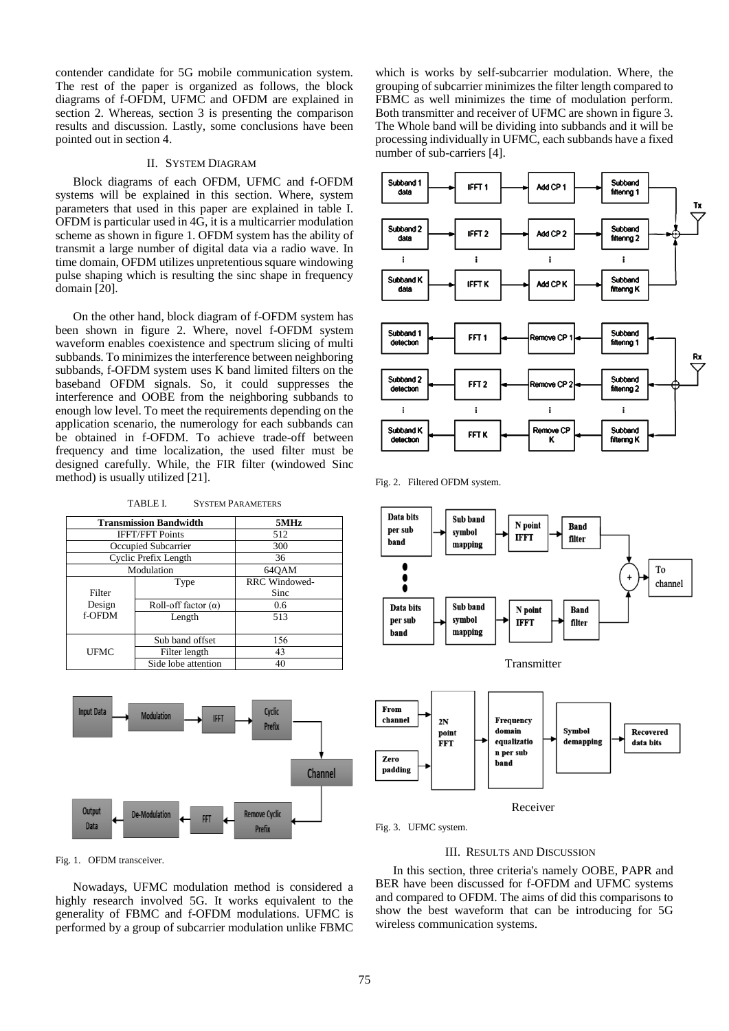contender candidate for 5G mobile communication system. The rest of the paper is organized as follows, the block diagrams of f-OFDM, UFMC and OFDM are explained in section 2. Whereas, section 3 is presenting the comparison results and discussion. Lastly, some conclusions have been pointed out in section 4.

## II. System Diagram

Block diagrams of each OFDM, UFMC and f-OFDM systems will be explained in this section. Where, system parameters that used in this paper are explained in table I. OFDM is particular used in 4G, it is a multicarrier modulation scheme as shown in figure 1. OFDM system has the ability of transmit a large number of digital data via a radio wave. In time domain, OFDM utilizes unpretentious square windowing pulse shaping which is resulting the sinc shape in frequency domain [20].

On the other hand, block diagram of f-OFDM system has been shown in figure 2. Where, novel f-OFDM system waveform enables coexistence and spectrum slicing of multi subbands. To minimizes the interference between neighboring subbands, f-OFDM system uses K band limited filters on the baseband OFDM signals. So, it could suppresses the interference and OOBE from the neighboring subbands to enough low level. To meet the requirements depending on the application scenario, the numerology for each subbands can be obtained in f-OFDM. To achieve trade-off between frequency and time localization, the used filter must be designed carefully. While, the FIR filter (windowed Sinc method) is usually utilized [21].

TABLE I. System Parameters

| Transmission Bandwidth | | 5MHz |
|---|---|---|
| IFFT/FFT Points | | 512 |
| Occupied Subcarrier | | 300 |
| Cyclic Prefix Length | | 36 |
| Modulation | | 64QAM |
| Filter Design f-OFDM | Type | RRC Windowed-Sinc |
| | Roll-off factor (α) | 0.6 |
| | Length | 513 |
| UFMC | Sub band offset | 156 |
| | Filter length | 43 |
| | Side lobe attention | 40 |

Fig. 1. OFDM transceiver.

Nowadays, UFMC modulation method is considered a highly research involved 5G. It works equivalent to the generality of FBMC and f-OFDM modulations. UFMC is performed by a group of subcarrier modulation unlike FBMC which is works by self-subcarrier modulation. Where, the grouping of subcarrier minimizes the filter length compared to FBMC as well minimizes the time of modulation perform. Both transmitter and receiver of UFMC are shown in figure 3. The Whole band will be dividing into subbands and it will be processing individually in UFMC, each subbands have a fixed number of sub-carriers [4].

Fig. 2. Filtered OFDM system.

Fig. 3. UFMC system.

## III. Results and Discussion

In this section, three criteria's namely OOBE, PAPR and BER have been discussed for f-OFDM and UFMC systems and compared to OFDM. The aims of did this comparisons to show the best waveform that can be introducing for 5G wireless communication systems.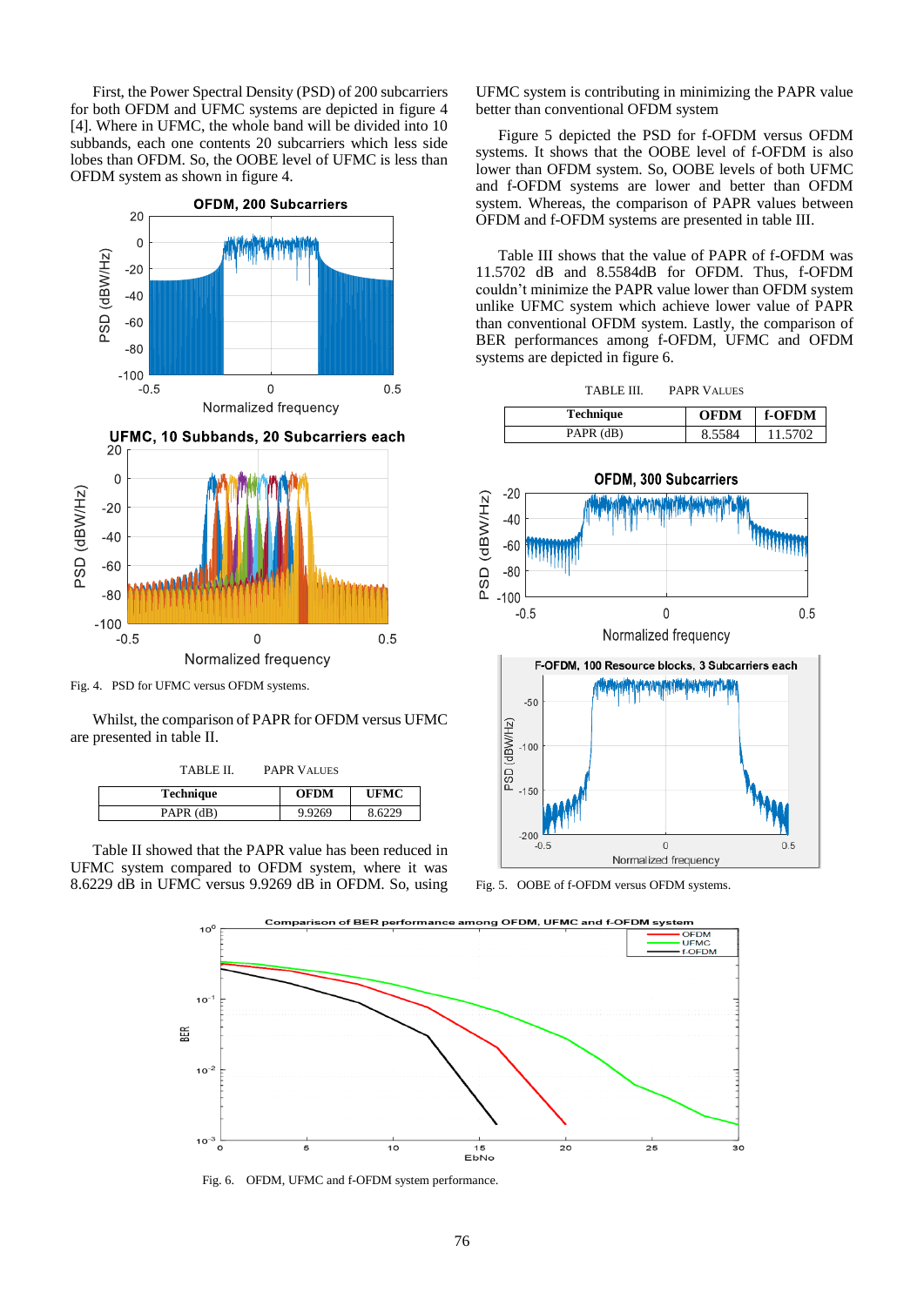First, the Power Spectral Density (PSD) of 200 subcarriers for both OFDM and UFMC systems are depicted in figure 4 [4]. Where in UFMC, the whole band will be divided into 10 subbands, each one contents 20 subcarriers which less side lobes than OFDM. So, the OOBE level of UFMC is less than OFDM system as shown in figure 4.

Fig. 4. PSD for UFMC versus OFDM systems.

Whilst, the comparison of PAPR for OFDM versus UFMC are presented in table II.

TABLE II. PAPR VALUES

| Technique | OFDM | UFMC |
|---|---|---|
| PAPR (dB) | 9.9269 | 8.6229 |

Table II showed that the PAPR value has been reduced in UFMC system compared to OFDM system, where in it was 8.6229 dB in UFMC versus 9.9269 dB in OFDM. So, using UFMC system is contributing in minimizing the PAPR value better than conventional OFDM system

Figure 5 depicted the PSD for f-OFDM versus OFDM systems. It shows that the OOBE level of f-OFDM is also lower than OFDM system. So, OOBE levels of both UFMC and f-OFDM systems are lower and better than OFDM system. Whereas, the comparison of PAPR values between OFDM and f-OFDM systems are presented in table III.

Table III shows that the value of PAPR of f-OFDM was 11.5702 dB and 8.5584dB for OFDM. Thus, f-OFDM couldn't minimize the PAPR value lower than OFDM system unlike UFMC system which achieve lower value of PAPR than conventional OFDM system. Lastly, the comparison of BER performances among f-OFDM, UFMC and OFDM systems are depicted in figure 6.

TABLE III. PAPR VALUES

| Technique | OFDM | f-OFDM |
|---|---|---|
| PAPR (dB) | 8.5584 | 11.5702 |

Fig. 5. OOBE of f-OFDM versus OFDM systems.

Fig. 6. OFDM, UFMC and f-OFDM system performance.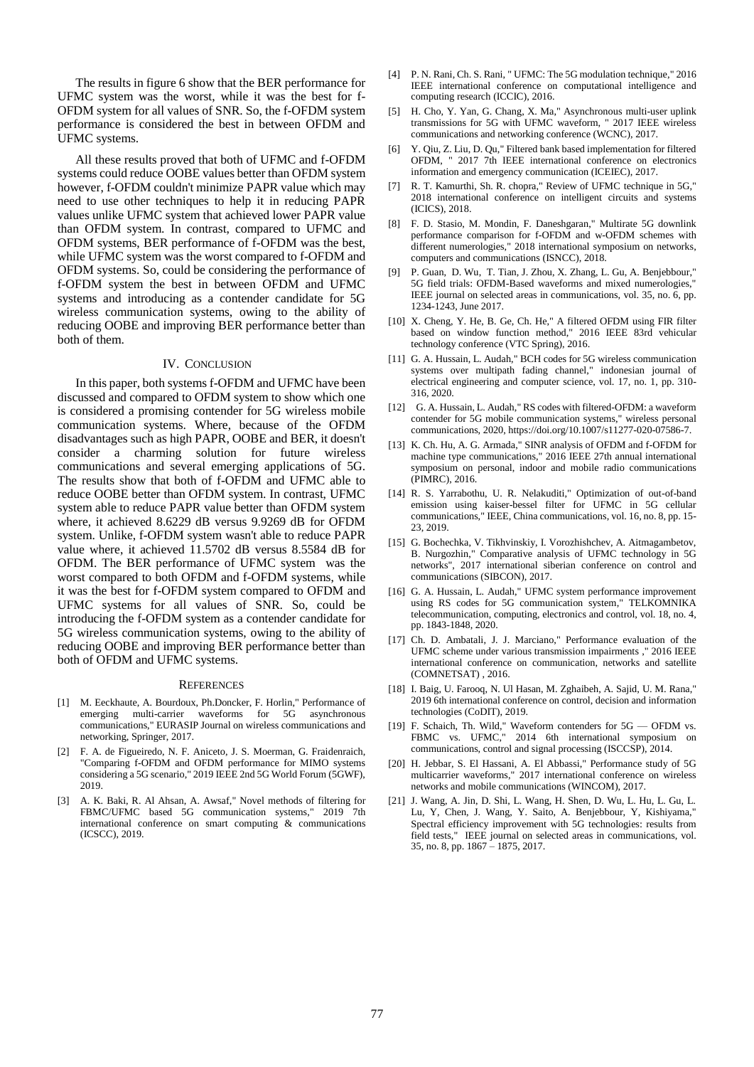The results in figure 6 show that the BER performance for UFMC system was the worst, while it was the best for f-OFDM system for all values of SNR. So, the f-OFDM system performance is considered the best in between OFDM and UFMC systems.

All these results proved that both of UFMC and f-OFDM systems could reduce OOBE values better than OFDM system however, f-OFDM couldn't minimize PAPR value which may need to use other techniques to help it in reducing PAPR values unlike UFMC system that achieved lower PAPR value than OFDM system. In contrast, compared to UFMC and OFDM systems, BER performance of f-OFDM was the best, while UFMC system was the worst compared to f-OFDM and OFDM systems. So, could be considering the performance of f-OFDM system the best in between OFDM and UFMC systems and introducing as a contender candidate for 5G wireless communication systems, owing to the ability of reducing OOBE and improving BER performance better than both of them.

## IV. Conclusion

In this paper, both systems f-OFDM and UFMC have been discussed and compared to OFDM system to show which one is considered a promising contender for 5G wireless mobile communication systems. Where, because of the OFDM disadvantages such as high PAPR, OOBE and BER, it doesn't consider a charming solution for future wireless communications and several emerging applications of 5G. The results show that both of f-OFDM and UFMC able to reduce OOBE better than OFDM system. In contrast, UFMC system able to reduce PAPR value better than OFDM system where, it achieved 8.6229 dB versus 9.9269 dB for OFDM system. Unlike, f-OFDM system wasn't able to reduce PAPR value where, it achieved 11.5702 dB versus 8.5584 dB for OFDM. The BER performance of UFMC system was the worst compared to both OFDM and f-OFDM systems, while it was the best for f-OFDM system compared to OFDM and UFMC systems for all values of SNR. So, could be introducing the f-OFDM system as a contender candidate for 5G wireless communication systems, owing to the ability of reducing OOBE and improving BER performance better than both of OFDM and UFMC systems.

## References

[1] M. Eeckhaute, A. Bourdoux, Ph.Doncker, F. Horlin," Performance of emerging multi-carrier waveforms for 5G asynchronous communications," EURASIP Journal on wireless communications and networking, Springer, 2017.

[2] F. A. de Figueiredo, N. F. Aniceto, J. S. Moerman, G. Fraidenraich, "Comparing f-OFDM and OFDM performance for MIMO systems considering a 5G scenario," 2019 IEEE 2nd 5G World Forum (5GWF), 2019.

[3] A. K. Baki, R. Al Ahsan, A. Awsaf," Novel methods of filtering for FBMC/UFMC based 5G communication systems," 2019 7th international conference on smart computing & communications (ICSCC), 2019.

[4] P. N. Rani, Ch. S. Rani, " UFMC: The 5G modulation technique," 2016 IEEE international conference on computational intelligence and computing research (ICCIC), 2016.

[5] H. Cho, Y. Yan, G. Chang, X. Ma," Asynchronous multi-user uplink transmissions for 5G with UFMC waveform, " 2017 IEEE wireless communications and networking conference (WCNC), 2017.

[6] Y. Qiu, Z. Liu, D. Qu," Filtered bank based implementation for filtered OFDM, " 2017 7th IEEE international conference on electronics information and emergency communication (ICEIEC), 2017.

[7] R. T. Kamurthi, Sh. R. chopra," Review of UFMC technique in 5G," 2018 international conference on intelligent circuits and systems (ICICS), 2018.

[8] F. D. Stasio, M. Mondin, F. Daneshgaran," Multirate 5G downlink performance comparison for f-OFDM and w-OFDM schemes with different numerologies," 2018 international symposium on networks, computers and communications (ISNCC), 2018.

[9] P. Guan, D. Wu, T. Tian, J. Zhou, X. Zhang, L. Gu, A. Benjebbour," 5G field trials: OFDM-Based waveforms and mixed numerologies," IEEE journal on selected areas in communications, vol. 35, no. 6, pp. 1234-1243, June 2017.

[10] X. Cheng, Y. He, B. Ge, Ch. He," A filtered OFDM using FIR filter based on window function method," 2016 IEEE 83rd vehicular technology conference (VTC Spring), 2016.

[11] G. A. Hussain, L. Audah," BCH codes for 5G wireless communication systems over multipath fading channel," indonesian journal of electrical engineering and computer science, vol. 17, no. 1, pp. 310-316, 2020.

[12] G. A. Hussain, L. Audah," RS codes with filtered-OFDM: a waveform contender for 5G mobile communication systems," wireless personal communications, 2020, https://doi.org/10.1007/s11277-020-07586-7.

[13] K. Ch. Hu, A. G. Armada," SINR analysis of OFDM and f-OFDM for machine type communications," 2016 IEEE 27th annual international symposium on personal, indoor and mobile radio communications (PIMRC), 2016.

[14] R. S. Yarrabothu, U. R. Nelakuditi," Optimization of out-of-band emission using kaiser-bessel filter for UFMC in 5G cellular communications," IEEE, China communications, vol. 16, no. 8, pp. 15-23, 2019.

[15] G. Bochechka, V. Tikhvinskiy, I. Vorozhishchev, A. Aitmagambetov, B. Nurgozhin," Comparative analysis of UFMC technology in 5G networks", 2017 international siberian conference on control and communications (SIBCON), 2017.

[16] G. A. Hussain, L. Audah," UFMC system performance improvement using RS codes for 5G communication system," TELKOMNIKA telecommunication, computing, electronics and control, vol. 18, no. 4, pp. 1843-1848, 2020.

[17] Ch. D. Ambatali, J. J. Marciano," Performance evaluation of the UFMC scheme under various transmission impairments ," 2016 IEEE international conference on communication, networks and satellite (COMNETSAT) , 2016.

[18] I. Baig, U. Farooq, N. Ul Hasan, M. Zghaibeh, A. Sajid, U. M. Rana," 2019 6th international conference on control, decision and information technologies (CoDIT), 2019.

[19] F. Schaich, Th. Wild," Waveform contenders for 5G — OFDM vs. FBMC vs. UFMC," 2014 6th international symposium on communications, control and signal processing (ISCCSP), 2014.

[20] H. Jebbar, S. El Hassani, A. El Abbassi," Performance study of 5G multicarrier waveforms," 2017 international conference on wireless networks and mobile communications (WINCOM), 2017.

[21] J. Wang, A. Jin, D. Shi, L. Wang, H. Shen, D. Wu, L. Hu, L. Gu, L. Lu, Y, Chen, J. Wang, Y. Saito, A. Benjebbour, Y, Kishiyama," Spectral efficiency improvement with 5G technologies: results from field tests," IEEE journal on selected areas in communications, vol. 35, no. 8, pp. 1867 – 1875, 2017.